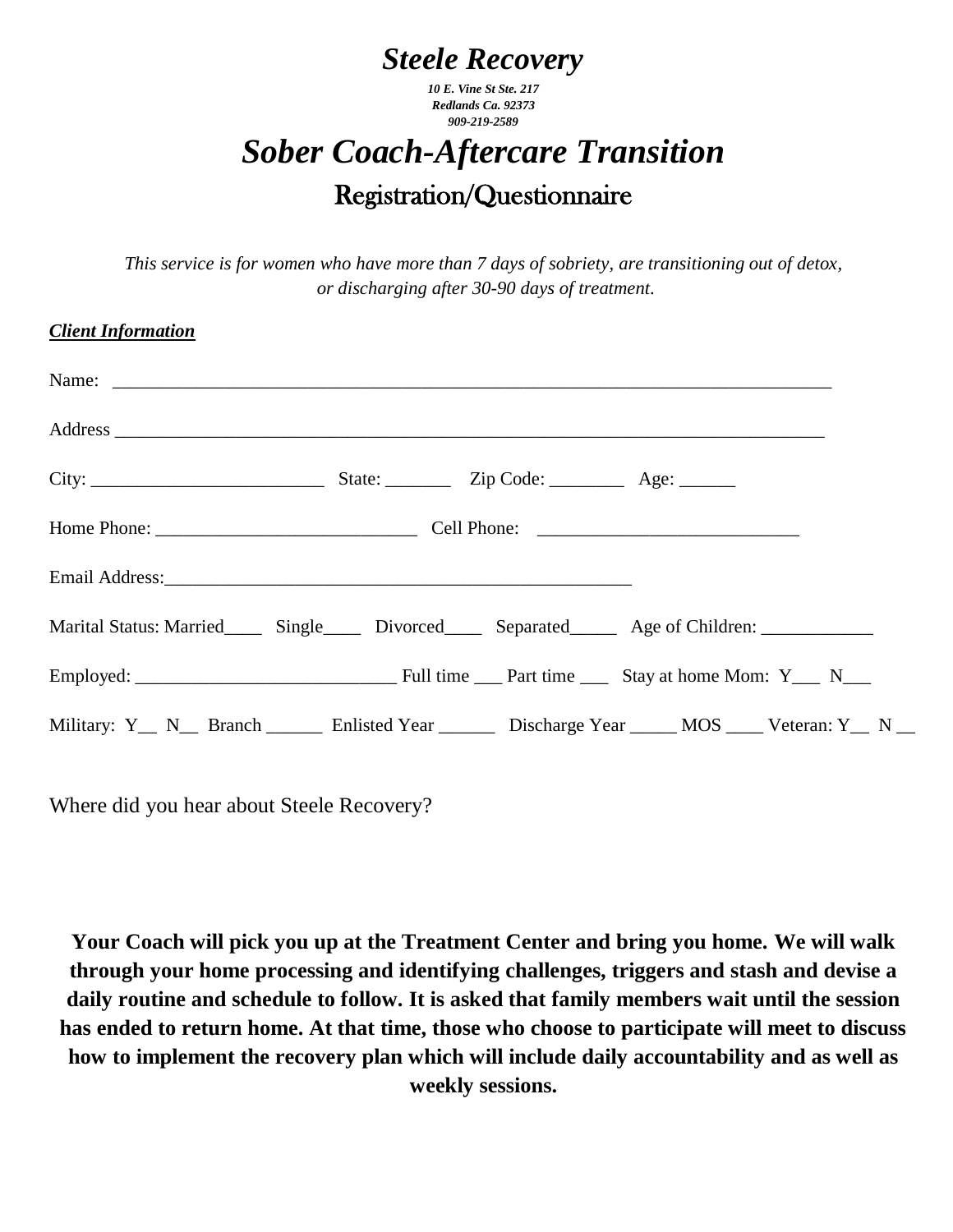# *Steele Recovery*

***10 E. Vine St Ste. 217***
***Redlands Ca. 92373***
***909-219-2589***

# *Sober Coach-Aftercare Transition*

## Registration/Questionnaire

*This service is for women who have more than 7 days of sobriety, are transitioning out of detox, or discharging after 30-90 days of treatment.*

***Client Information***

Name: ___________________________________________________________________________

Address ___________________________________________________________________________

City: _________________________ State: _______ Zip Code: ________ Age: ______

Home Phone: ____________________________ Cell Phone: ____________________________

Email Address:___________________________________________________

Marital Status: Married____ Single____ Divorced____ Separated_____ Age of Children: ____________

Employed: ____________________________ Full time ___ Part time ___ Stay at home Mom: Y___ N___

Military: Y__ N__ Branch ______ Enlisted Year ______ Discharge Year _____ MOS ____ Veteran: Y__ N __

Where did you hear about Steele Recovery?

**Your Coach will pick you up at the Treatment Center and bring you home. We will walk through your home processing and identifying challenges, triggers and stash and devise a daily routine and schedule to follow. It is asked that family members wait until the session has ended to return home. At that time, those who choose to participate will meet to discuss how to implement the recovery plan which will include daily accountability and as well as weekly sessions.**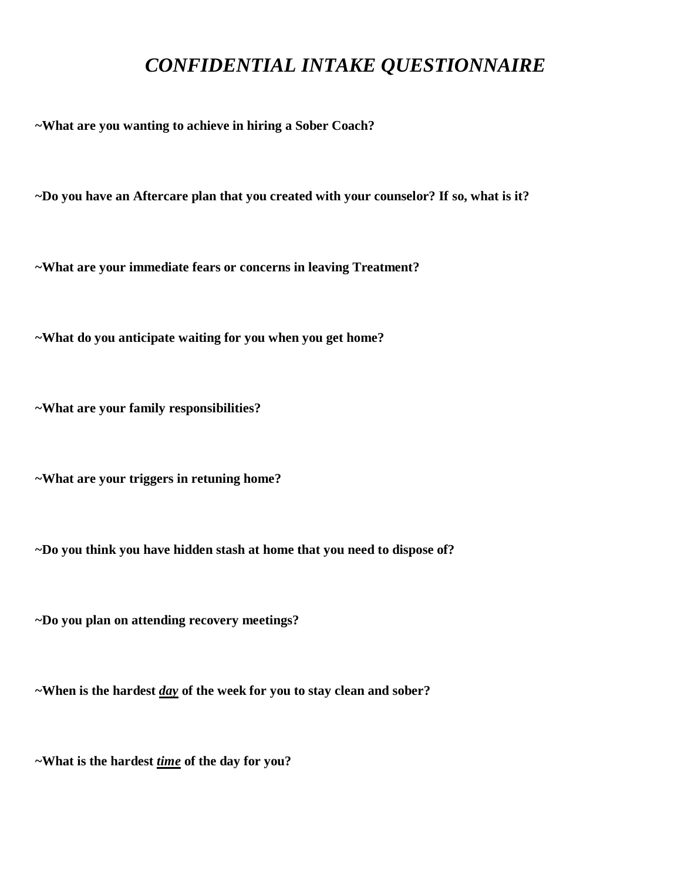# *CONFIDENTIAL INTAKE QUESTIONNAIRE*

**~What are you wanting to achieve in hiring a Sober Coach?**

**~Do you have an Aftercare plan that you created with your counselor? If so, what is it?**

**~What are your immediate fears or concerns in leaving Treatment?**

**~What do you anticipate waiting for you when you get home?**

**~What are your family responsibilities?**

**~What are your triggers in retuning home?**

**~Do you think you have hidden stash at home that you need to dispose of?**

**~Do you plan on attending recovery meetings?**

**~When is the hardest <u>*day*</u> of the week for you to stay clean and sober?**

**~What is the hardest <u>*time*</u> of the day for you?**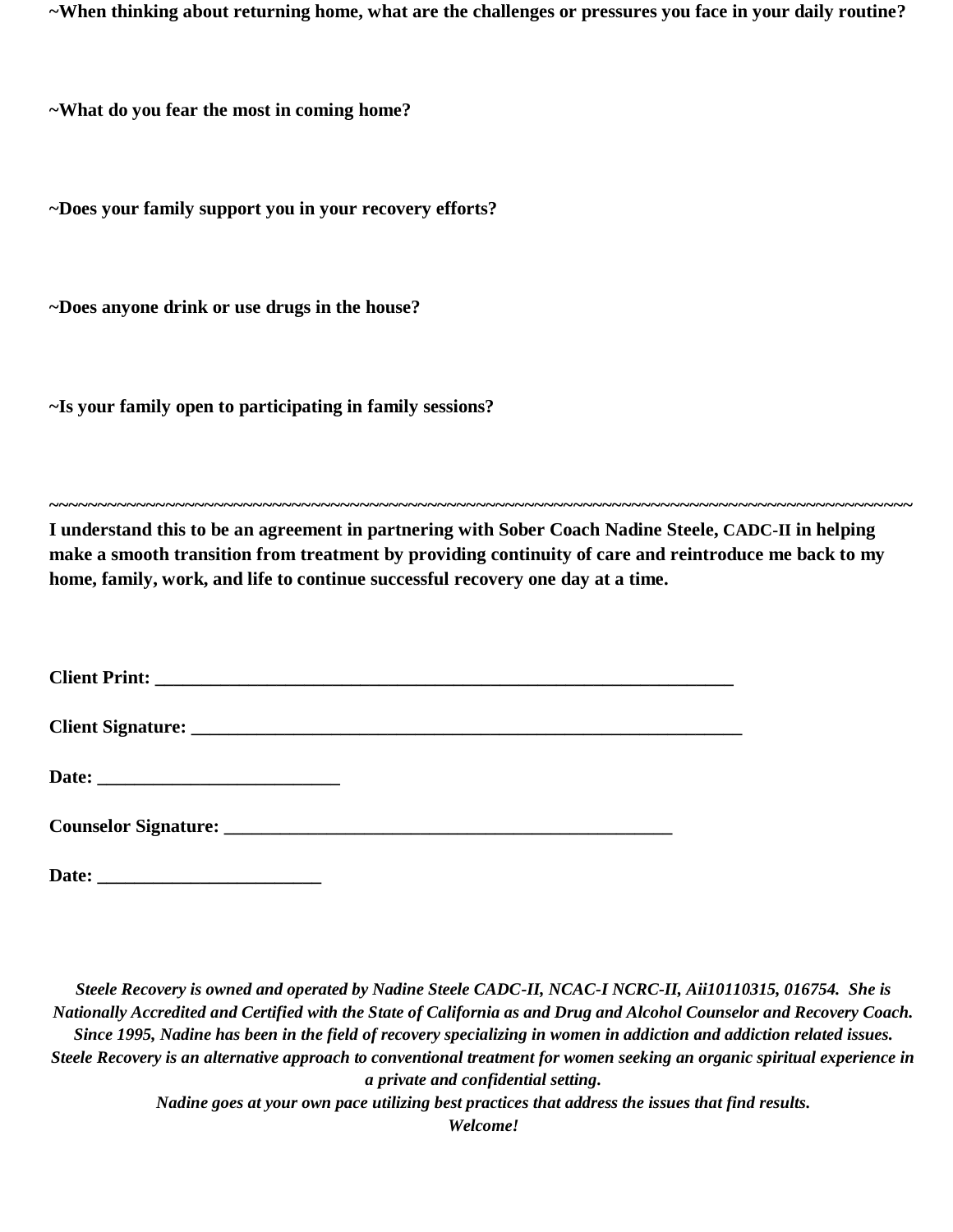**~When thinking about returning home, what are the challenges or pressures you face in your daily routine?**

**~What do you fear the most in coming home?**

**~Does your family support you in your recovery efforts?**

**~Does anyone drink or use drugs in the house?**

**~Is your family open to participating in family sessions?**

~~~~~~~~~~~~~~~~~~~~~~~~~~~~~~~~~~~~~~~~~~~~~~~~~~~~~~~~~~~~~~~~~~~~~~~~~~~~~~~~~~~~~~~~~~~~~~~~

**I understand this to be an agreement in partnering with Sober Coach Nadine Steele, CADC-II in helping make a smooth transition from treatment by providing continuity of care and reintroduce me back to my home, family, work, and life to continue successful recovery one day at a time.**

**Client Print: _________________________________________________________________**

**Client Signature: ______________________________________________________________**

**Date: ___________________________**

**Counselor Signature: __________________________________________________**

**Date: _________________________**

***Steele Recovery is owned and operated by Nadine Steele CADC-II, NCAC-I NCRC-II, Aii10110315, 016754. She is Nationally Accredited and Certified with the State of California as and Drug and Alcohol Counselor and Recovery Coach. Since 1995, Nadine has been in the field of recovery specializing in women in addiction and addiction related issues. Steele Recovery is an alternative approach to conventional treatment for women seeking an organic spiritual experience in a private and confidential setting.***

***Nadine goes at your own pace utilizing best practices that address the issues that find results.***

***Welcome!***